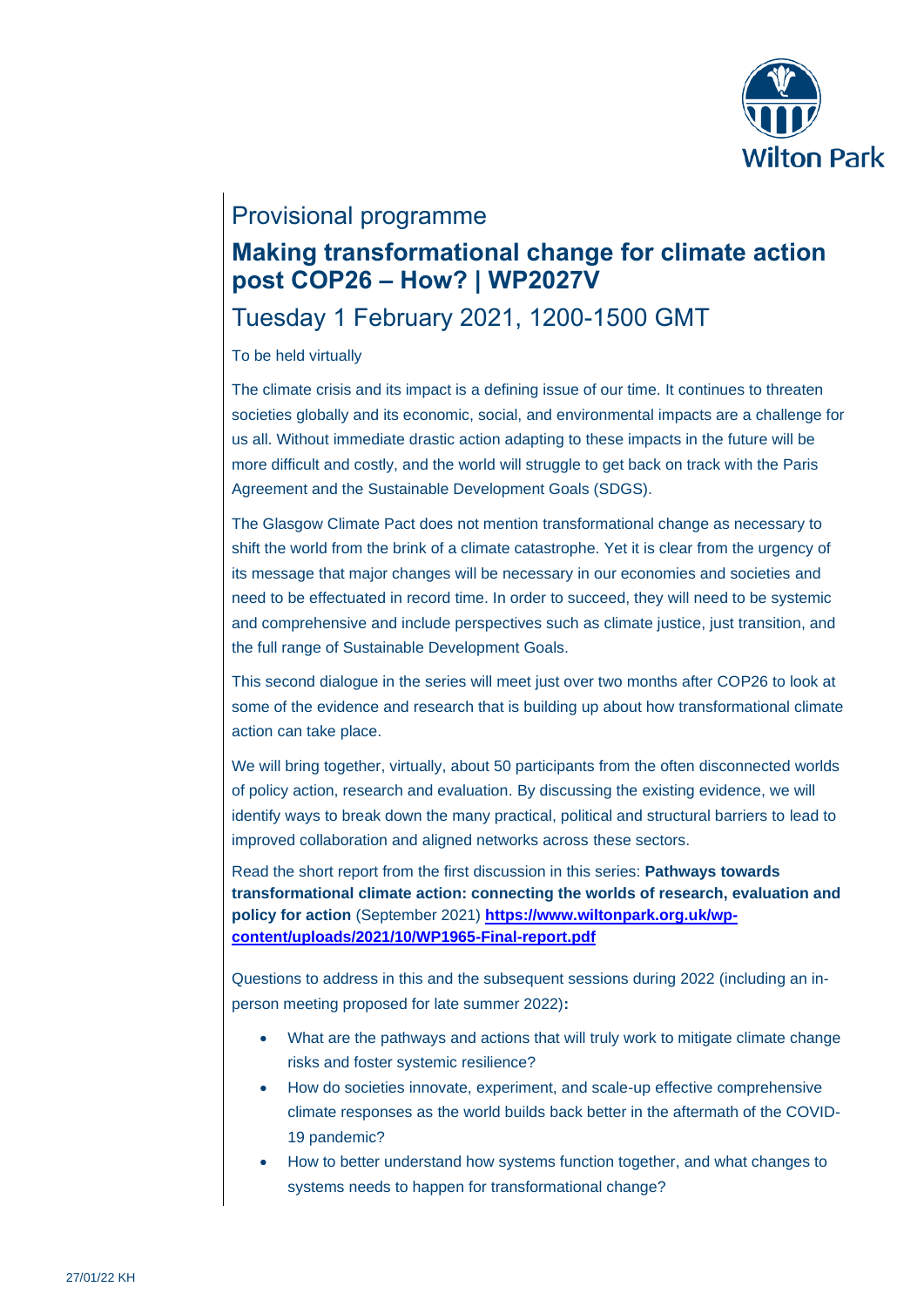Provisional programme

# Making transformational change for climate action post COP26 – How? | WP2027V

## Tuesday 1 February 2021, 1200-1500 GMT

To be held virtually

The climate crisis and its impact is a defining issue of our time. It continues to threaten societies globally and its economic, social, and environmental impacts are a challenge for us all. Without immediate drastic action adapting to these impacts in the future will be more difficult and costly, and the world will struggle to get back on track with the Paris Agreement and the Sustainable Development Goals (SDGS).

The Glasgow Climate Pact does not mention transformational change as necessary to shift the world from the brink of a climate catastrophe. Yet it is clear from the urgency of its message that major changes will be necessary in our economies and societies and need to be effectuated in record time. In order to succeed, they will need to be systemic and comprehensive and include perspectives such as climate justice, just transition, and the full range of Sustainable Development Goals.

This second dialogue in the series will meet just over two months after COP26 to look at some of the evidence and research that is building up about how transformational climate action can take place.

We will bring together, virtually, about 50 participants from the often disconnected worlds of policy action, research and evaluation. By discussing the existing evidence, we will identify ways to break down the many practical, political and structural barriers to lead to improved collaboration and aligned networks across these sectors.

Read the short report from the first discussion in this series: **Pathways towards transformational climate action: connecting the worlds of research, evaluation and policy for action** (September 2021) **https://www.wiltonpark.org.uk/wp-content/uploads/2021/10/WP1965-Final-report.pdf**

Questions to address in this and the subsequent sessions during 2022 (including an in-person meeting proposed for late summer 2022)**:**

- What are the pathways and actions that will truly work to mitigate climate change risks and foster systemic resilience?
- How do societies innovate, experiment, and scale-up effective comprehensive climate responses as the world builds back better in the aftermath of the COVID-19 pandemic?
- How to better understand how systems function together, and what changes to systems needs to happen for transformational change?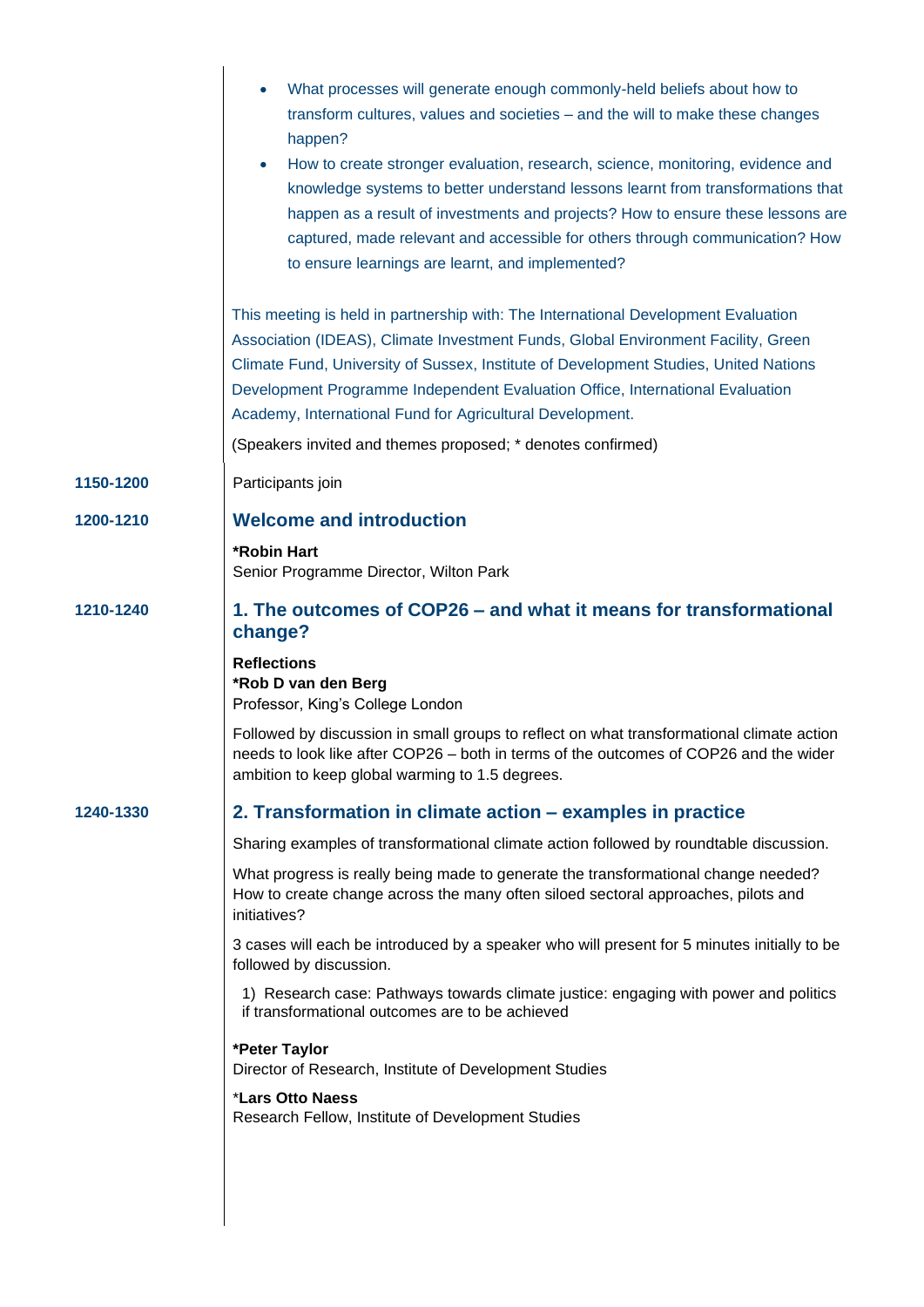- What processes will generate enough commonly-held beliefs about how to transform cultures, values and societies – and the will to make these changes happen?
- How to create stronger evaluation, research, science, monitoring, evidence and knowledge systems to better understand lessons learnt from transformations that happen as a result of investments and projects? How to ensure these lessons are captured, made relevant and accessible for others through communication? How to ensure learnings are learnt, and implemented?

This meeting is held in partnership with: The International Development Evaluation Association (IDEAS), Climate Investment Funds, Global Environment Facility, Green Climate Fund, University of Sussex, Institute of Development Studies, United Nations Development Programme Independent Evaluation Office, International Evaluation Academy, International Fund for Agricultural Development.

(Speakers invited and themes proposed; * denotes confirmed)

**1150-1200**

Participants join

**1200-1210**

## Welcome and introduction

**\*Robin Hart**
Senior Programme Director, Wilton Park

**1210-1240**

## 1. The outcomes of COP26 – and what it means for transformational change?

**Reflections**
**\*Rob D van den Berg**
Professor, King's College London

Followed by discussion in small groups to reflect on what transformational climate action needs to look like after COP26 – both in terms of the outcomes of COP26 and the wider ambition to keep global warming to 1.5 degrees.

**1240-1330**

## 2. Transformation in climate action – examples in practice

Sharing examples of transformational climate action followed by roundtable discussion.

What progress is really being made to generate the transformational change needed? How to create change across the many often siloed sectoral approaches, pilots and initiatives?

3 cases will each be introduced by a speaker who will present for 5 minutes initially to be followed by discussion.

1) Research case: Pathways towards climate justice: engaging with power and politics if transformational outcomes are to be achieved

**\*Peter Taylor**
Director of Research, Institute of Development Studies

\***Lars Otto Naess**
Research Fellow, Institute of Development Studies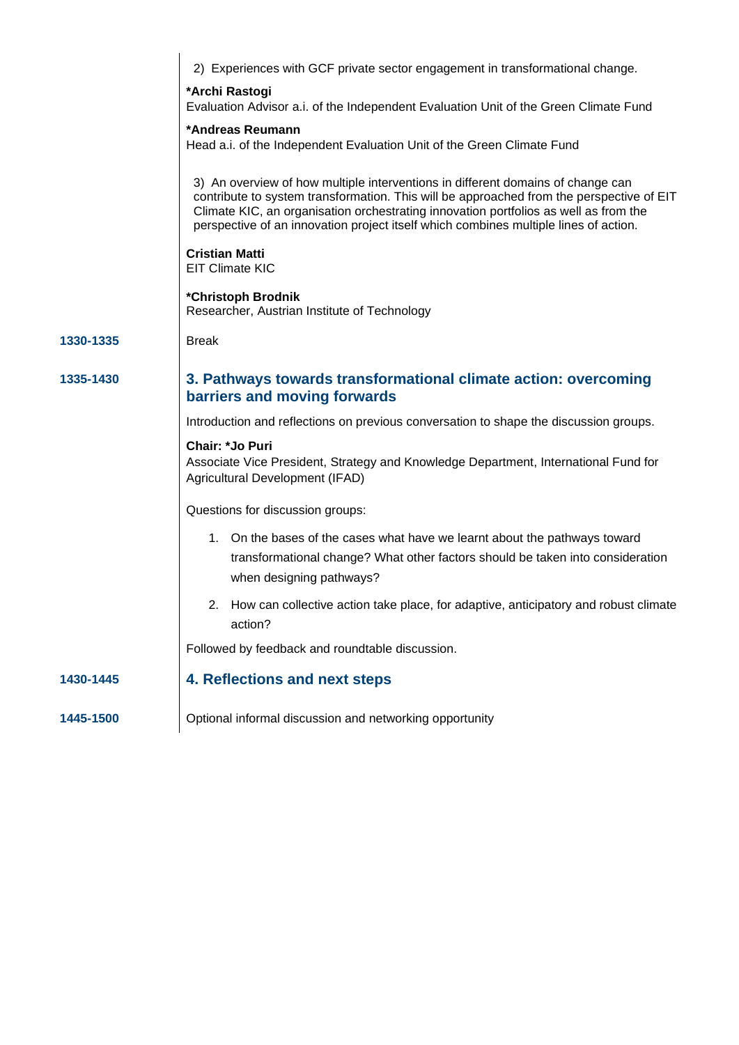2) Experiences with GCF private sector engagement in transformational change.

**\*Archi Rastogi**
Evaluation Advisor a.i. of the Independent Evaluation Unit of the Green Climate Fund

**\*Andreas Reumann**
Head a.i. of the Independent Evaluation Unit of the Green Climate Fund

3) An overview of how multiple interventions in different domains of change can contribute to system transformation. This will be approached from the perspective of EIT Climate KIC, an organisation orchestrating innovation portfolios as well as from the perspective of an innovation project itself which combines multiple lines of action.

**Cristian Matti**
EIT Climate KIC

**\*Christoph Brodnik**
Researcher, Austrian Institute of Technology

**1330-1335** Break

**1335-1430**

## 3. Pathways towards transformational climate action: overcoming barriers and moving forwards

Introduction and reflections on previous conversation to shape the discussion groups.

**Chair: \*Jo Puri**
Associate Vice President, Strategy and Knowledge Department, International Fund for Agricultural Development (IFAD)

Questions for discussion groups:

1. On the bases of the cases what have we learnt about the pathways toward transformational change? What other factors should be taken into consideration when designing pathways?
2. How can collective action take place, for adaptive, anticipatory and robust climate action?

Followed by feedback and roundtable discussion.

**1430-1445**

## 4. Reflections and next steps

**1445-1500** Optional informal discussion and networking opportunity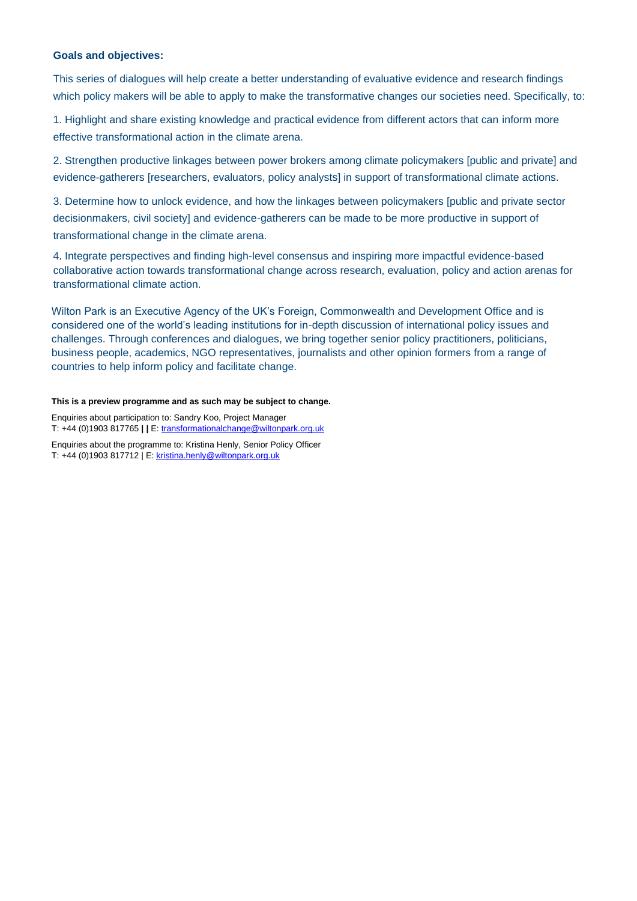**Goals and objectives:**

This series of dialogues will help create a better understanding of evaluative evidence and research findings which policy makers will be able to apply to make the transformative changes our societies need. Specifically, to:

1. Highlight and share existing knowledge and practical evidence from different actors that can inform more effective transformational action in the climate arena.

2. Strengthen productive linkages between power brokers among climate policymakers [public and private] and evidence-gatherers [researchers, evaluators, policy analysts] in support of transformational climate actions.

3. Determine how to unlock evidence, and how the linkages between policymakers [public and private sector decisionmakers, civil society] and evidence-gatherers can be made to be more productive in support of transformational change in the climate arena.

4. Integrate perspectives and finding high-level consensus and inspiring more impactful evidence-based collaborative action towards transformational change across research, evaluation, policy and action arenas for transformational climate action.

Wilton Park is an Executive Agency of the UK's Foreign, Commonwealth and Development Office and is considered one of the world's leading institutions for in-depth discussion of international policy issues and challenges. Through conferences and dialogues, we bring together senior policy practitioners, politicians, business people, academics, NGO representatives, journalists and other opinion formers from a range of countries to help inform policy and facilitate change.

**This is a preview programme and as such may be subject to change.**

Enquiries about participation to: Sandry Koo, Project Manager
T: +44 (0)1903 817765 **| |** E: transformationalchange@wiltonpark.org.uk

Enquiries about the programme to: Kristina Henly, Senior Policy Officer
T: +44 (0)1903 817712 | E: kristina.henly@wiltonpark.org.uk